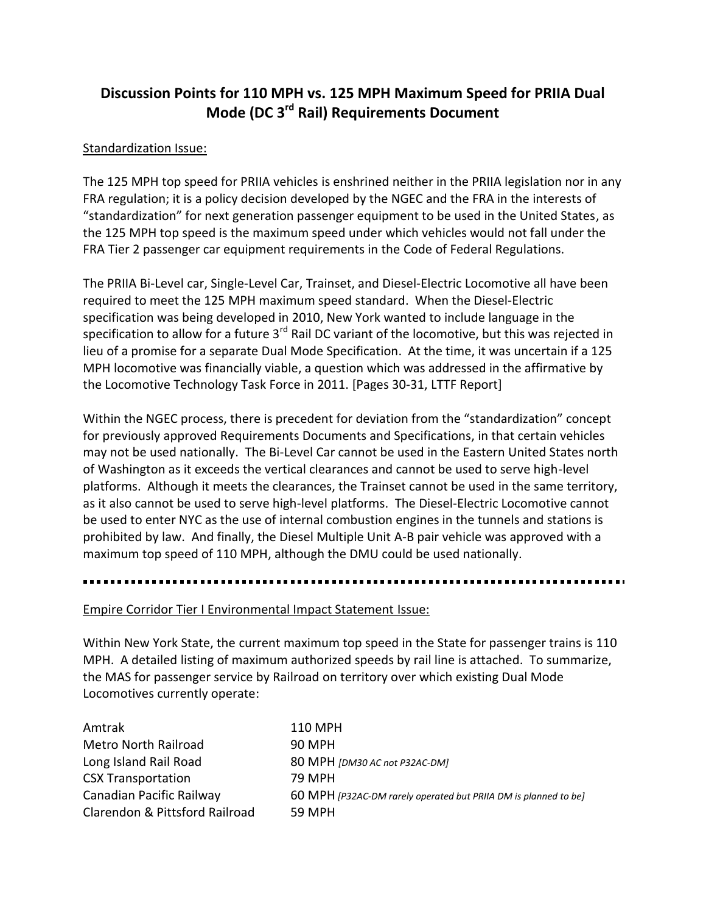# Discussion Points for 110 MPH vs. 125 MPH Maximum Speed for PRIIA Dual Mode (DC 3rd Rail) Requirements Document

<u>Standardization Issue:</u>

The 125 MPH top speed for PRIIA vehicles is enshrined neither in the PRIIA legislation nor in any FRA regulation; it is a policy decision developed by the NGEC and the FRA in the interests of "standardization" for next generation passenger equipment to be used in the United States, as the 125 MPH top speed is the maximum speed under which vehicles would not fall under the FRA Tier 2 passenger car equipment requirements in the Code of Federal Regulations.

The PRIIA Bi-Level car, Single-Level Car, Trainset, and Diesel-Electric Locomotive all have been required to meet the 125 MPH maximum speed standard. When the Diesel-Electric specification was being developed in 2010, New York wanted to include language in the specification to allow for a future 3rd Rail DC variant of the locomotive, but this was rejected in lieu of a promise for a separate Dual Mode Specification. At the time, it was uncertain if a 125 MPH locomotive was financially viable, a question which was addressed in the affirmative by the Locomotive Technology Task Force in 2011. [Pages 30-31, LTTF Report]

Within the NGEC process, there is precedent for deviation from the "standardization" concept for previously approved Requirements Documents and Specifications, in that certain vehicles may not be used nationally. The Bi-Level Car cannot be used in the Eastern United States north of Washington as it exceeds the vertical clearances and cannot be used to serve high-level platforms. Although it meets the clearances, the Trainset cannot be used in the same territory, as it also cannot be used to serve high-level platforms. The Diesel-Electric Locomotive cannot be used to enter NYC as the use of internal combustion engines in the tunnels and stations is prohibited by law. And finally, the Diesel Multiple Unit A-B pair vehicle was approved with a maximum top speed of 110 MPH, although the DMU could be used nationally.

---

<u>Empire Corridor Tier I Environmental Impact Statement Issue:</u>

Within New York State, the current maximum top speed in the State for passenger trains is 110 MPH. A detailed listing of maximum authorized speeds by rail line is attached. To summarize, the MAS for passenger service by Railroad on territory over which existing Dual Mode Locomotives currently operate:

| | |
|---|---|
| Amtrak | 110 MPH |
| Metro North Railroad | 90 MPH |
| Long Island Rail Road | 80 MPH *[DM30 AC not P32AC-DM]* |
| CSX Transportation | 79 MPH |
| Canadian Pacific Railway | 60 MPH *[P32AC-DM rarely operated but PRIIA DM is planned to be]* |
| Clarendon & Pittsford Railroad | 59 MPH |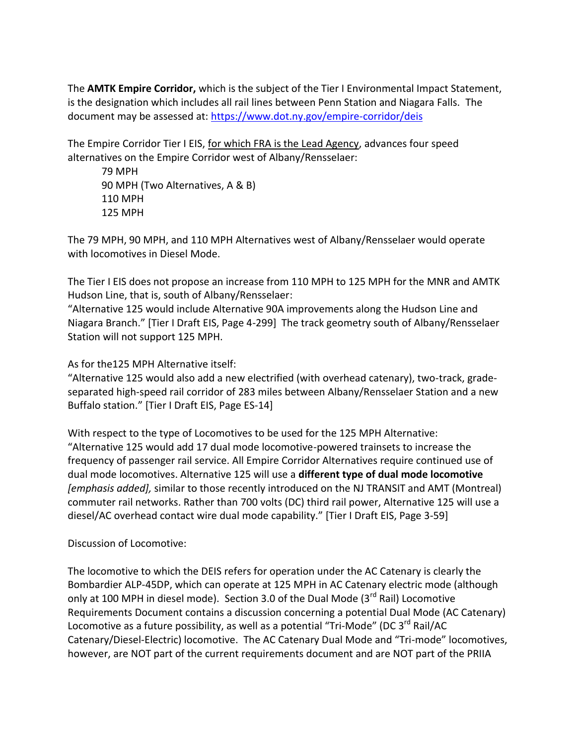The **AMTK Empire Corridor,** which is the subject of the Tier I Environmental Impact Statement, is the designation which includes all rail lines between Penn Station and Niagara Falls. The document may be assessed at: https://www.dot.ny.gov/empire-corridor/deis

The Empire Corridor Tier I EIS, for which FRA is the Lead Agency, advances four speed alternatives on the Empire Corridor west of Albany/Rensselaer:

- 79 MPH
- 90 MPH (Two Alternatives, A & B)
- 110 MPH
- 125 MPH

The 79 MPH, 90 MPH, and 110 MPH Alternatives west of Albany/Rensselaer would operate with locomotives in Diesel Mode.

The Tier I EIS does not propose an increase from 110 MPH to 125 MPH for the MNR and AMTK Hudson Line, that is, south of Albany/Rensselaer:
"Alternative 125 would include Alternative 90A improvements along the Hudson Line and Niagara Branch." [Tier I Draft EIS, Page 4-299] The track geometry south of Albany/Rensselaer Station will not support 125 MPH.

As for the125 MPH Alternative itself:
"Alternative 125 would also add a new electrified (with overhead catenary), two-track, grade-separated high-speed rail corridor of 283 miles between Albany/Rensselaer Station and a new Buffalo station." [Tier I Draft EIS, Page ES-14]

With respect to the type of Locomotives to be used for the 125 MPH Alternative:
"Alternative 125 would add 17 dual mode locomotive-powered trainsets to increase the frequency of passenger rail service. All Empire Corridor Alternatives require continued use of dual mode locomotives. Alternative 125 will use a **different type of dual mode locomotive** *[emphasis added],* similar to those recently introduced on the NJ TRANSIT and AMT (Montreal) commuter rail networks. Rather than 700 volts (DC) third rail power, Alternative 125 will use a diesel/AC overhead contact wire dual mode capability." [Tier I Draft EIS, Page 3-59]

Discussion of Locomotive:

The locomotive to which the DEIS refers for operation under the AC Catenary is clearly the Bombardier ALP-45DP, which can operate at 125 MPH in AC Catenary electric mode (although only at 100 MPH in diesel mode). Section 3.0 of the Dual Mode (3rd Rail) Locomotive Requirements Document contains a discussion concerning a potential Dual Mode (AC Catenary) Locomotive as a future possibility, as well as a potential "Tri-Mode" (DC 3rd Rail/AC Catenary/Diesel-Electric) locomotive. The AC Catenary Dual Mode and "Tri-mode" locomotives, however, are NOT part of the current requirements document and are NOT part of the PRIIA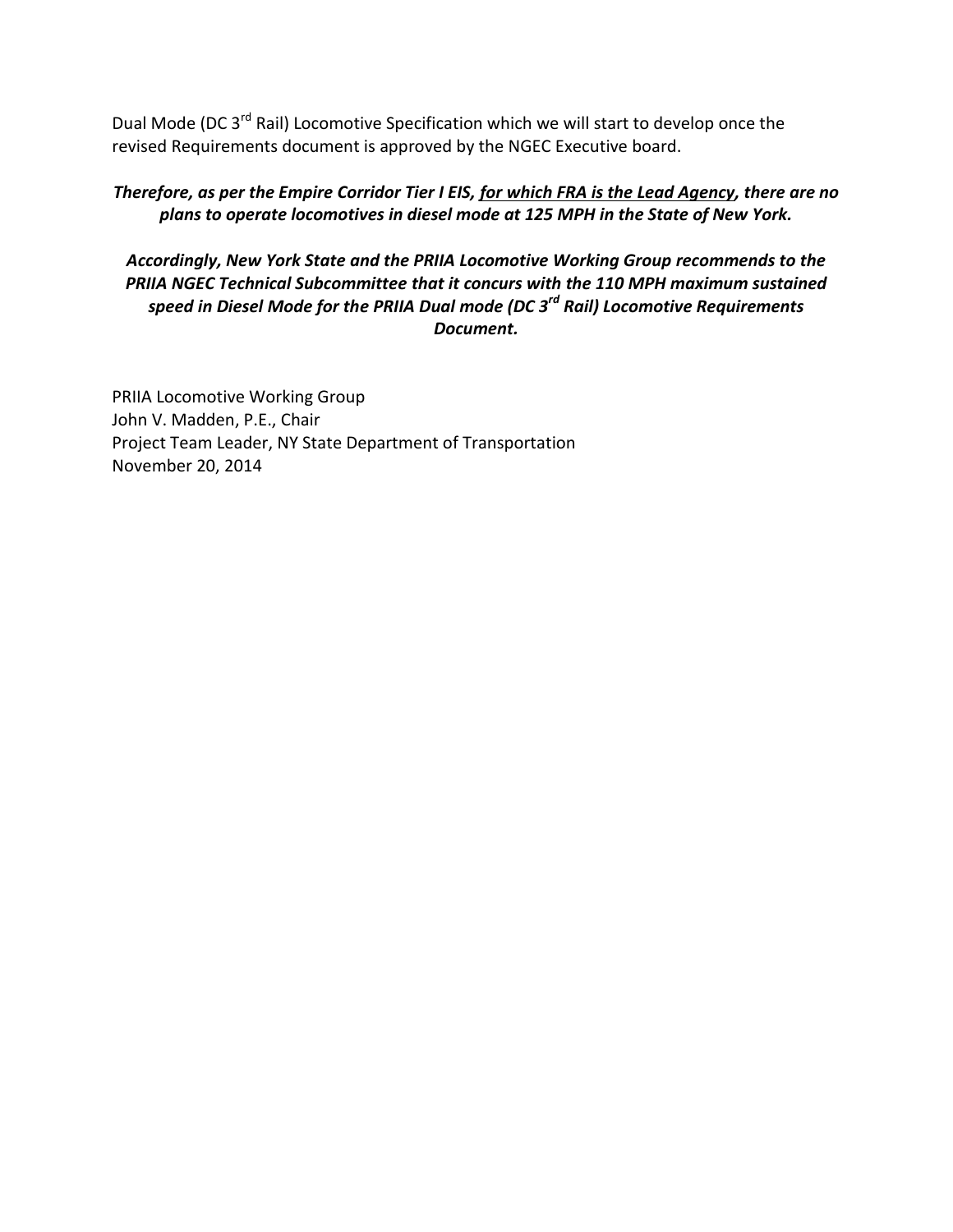Dual Mode (DC 3$^{rd}$ Rail) Locomotive Specification which we will start to develop once the revised Requirements document is approved by the NGEC Executive board.

***Therefore, as per the Empire Corridor Tier I EIS, <u>for which FRA is the Lead Agency</u>, there are no plans to operate locomotives in diesel mode at 125 MPH in the State of New York.***

***Accordingly, New York State and the PRIIA Locomotive Working Group recommends to the PRIIA NGEC Technical Subcommittee that it concurs with the 110 MPH maximum sustained speed in Diesel Mode for the PRIIA Dual mode (DC 3$^{rd}$ Rail) Locomotive Requirements Document.***

PRIIA Locomotive Working Group
John V. Madden, P.E., Chair
Project Team Leader, NY State Department of Transportation
November 20, 2014